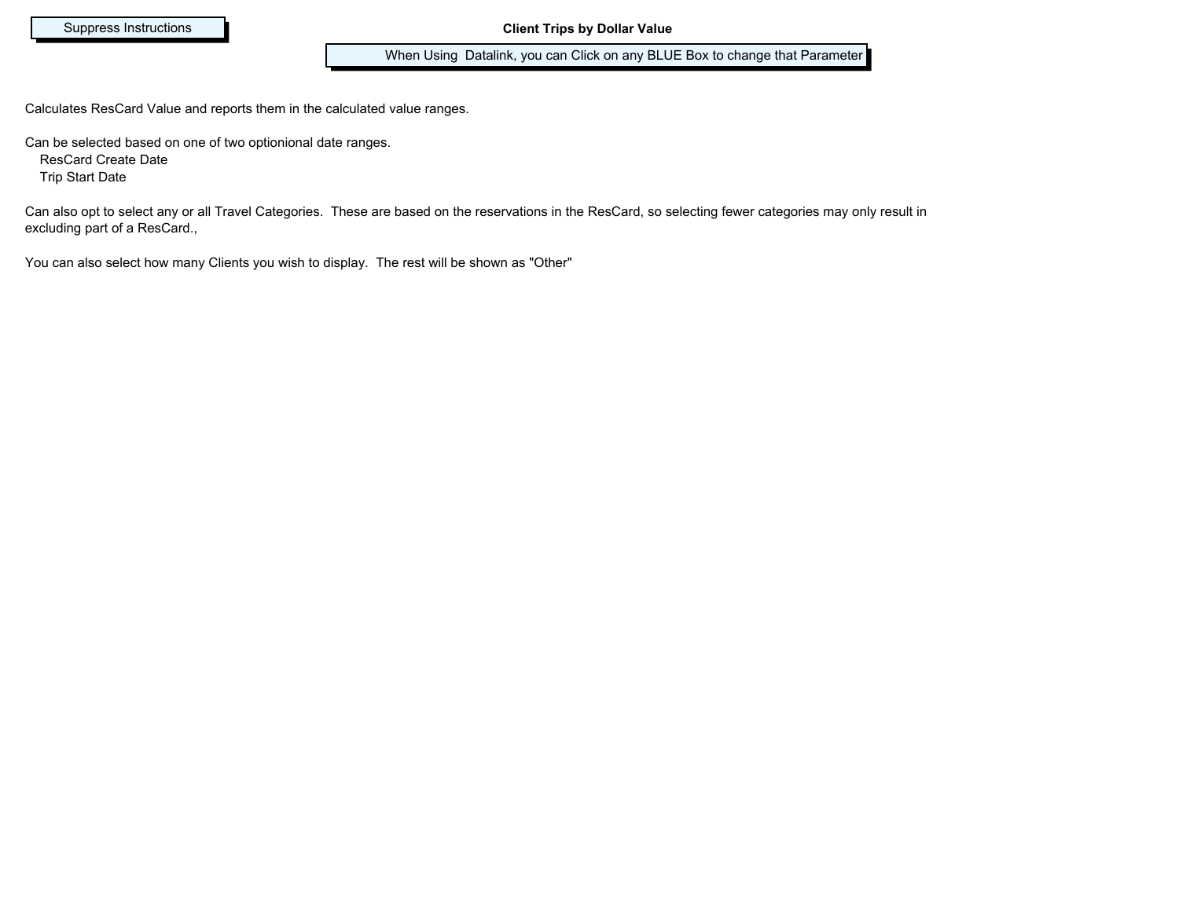Suppress Instructions

# Client Trips by Dollar Value

When Using  Datalink, you can Click on any BLUE Box to change that Parameter

Calculates ResCard Value and reports them in the calculated value ranges.

Can be selected based on one of two optionional date ranges.
- ResCard Create Date
- Trip Start Date

Can also opt to select any or all Travel Categories.  These are based on the reservations in the ResCard, so selecting fewer categories may only result in excluding part of a ResCard.,

You can also select how many Clients you wish to display.  The rest will be shown as "Other"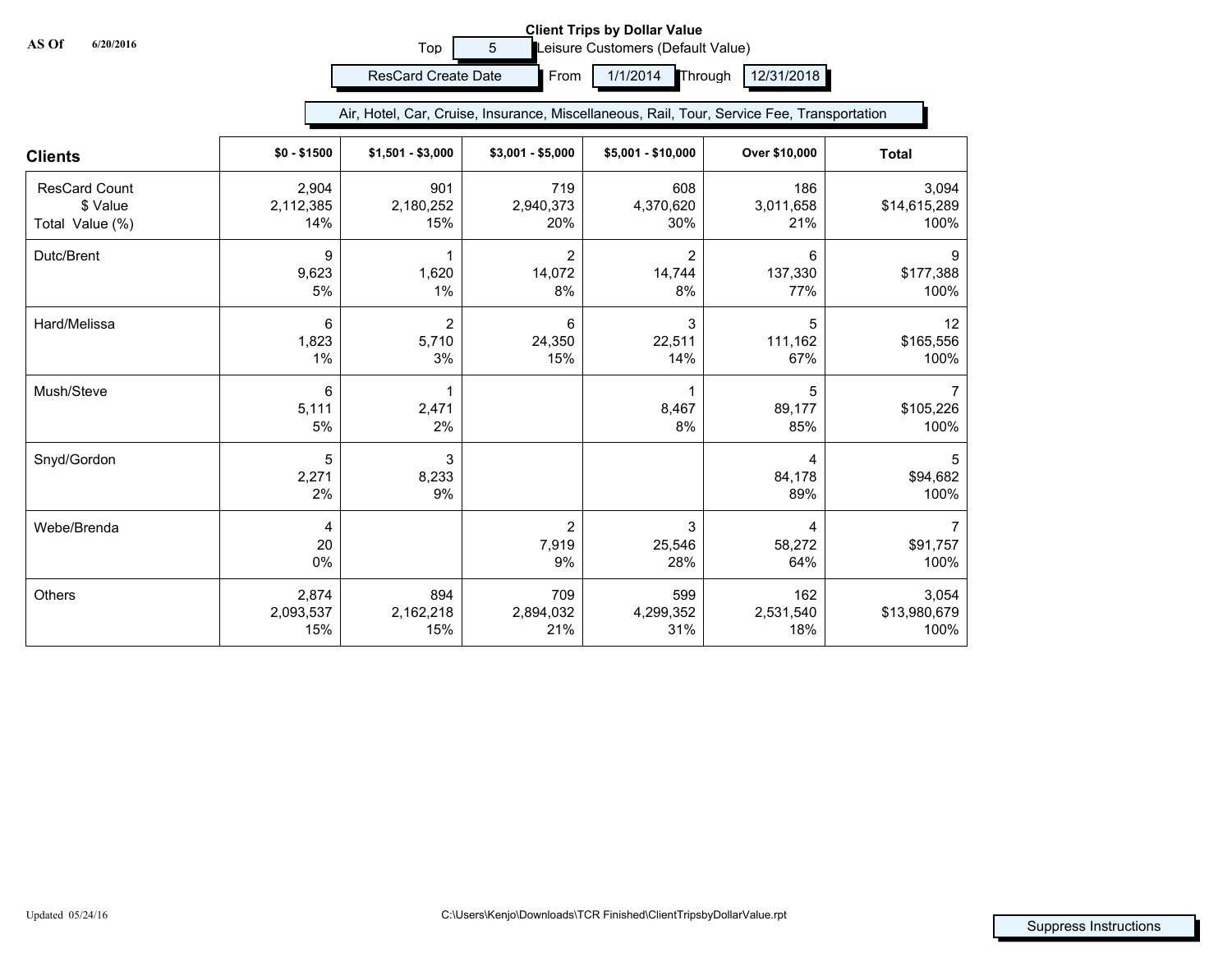AS Of 6/20/2016

**Client Trips by Dollar Value**

Top 5 Leisure Customers (Default Value)

ResCard Create Date From 1/1/2014 Through 12/31/2018

Air, Hotel, Car, Cruise, Insurance, Miscellaneous, Rail, Tour, Service Fee, Transportation

| Clients | $0 - $1500 | $1,501 - $3,000 | $3,001 - $5,000 | $5,001 - $10,000 | Over $10,000 | Total |
|---|---|---|---|---|---|---|
| ResCard Count<br>$ Value<br>Total Value (%) | 2,904<br>2,112,385<br>14% | 901<br>2,180,252<br>15% | 719<br>2,940,373<br>20% | 608<br>4,370,620<br>30% | 186<br>3,011,658<br>21% | 3,094<br>$14,615,289<br>100% |
| Dutc/Brent | 9<br>9,623<br>5% | 1<br>1,620<br>1% | 2<br>14,072<br>8% | 2<br>14,744<br>8% | 6<br>137,330<br>77% | 9<br>$177,388<br>100% |
| Hard/Melissa | 6<br>1,823<br>1% | 2<br>5,710<br>3% | 6<br>24,350<br>15% | 3<br>22,511<br>14% | 5<br>111,162<br>67% | 12<br>$165,556<br>100% |
| Mush/Steve | 6<br>5,111<br>5% | 1<br>2,471<br>2% | | 1<br>8,467<br>8% | 5<br>89,177<br>85% | 7<br>$105,226<br>100% |
| Snyd/Gordon | 5<br>2,271<br>2% | 3<br>8,233<br>9% | | | 4<br>84,178<br>89% | 5<br>$94,682<br>100% |
| Webe/Brenda | 4<br>20<br>0% | | 2<br>7,919<br>9% | 3<br>25,546<br>28% | 4<br>58,272<br>64% | 7<br>$91,757<br>100% |
| Others | 2,874<br>2,093,537<br>15% | 894<br>2,162,218<br>15% | 709<br>2,894,032<br>21% | 599<br>4,299,352<br>31% | 162<br>2,531,540<br>18% | 3,054<br>$13,980,679<br>100% |

Updated 05/24/16

C:\Users\Kenjo\Downloads\TCR Finished\ClientTripsbyDollarValue.rpt

Suppress Instructions